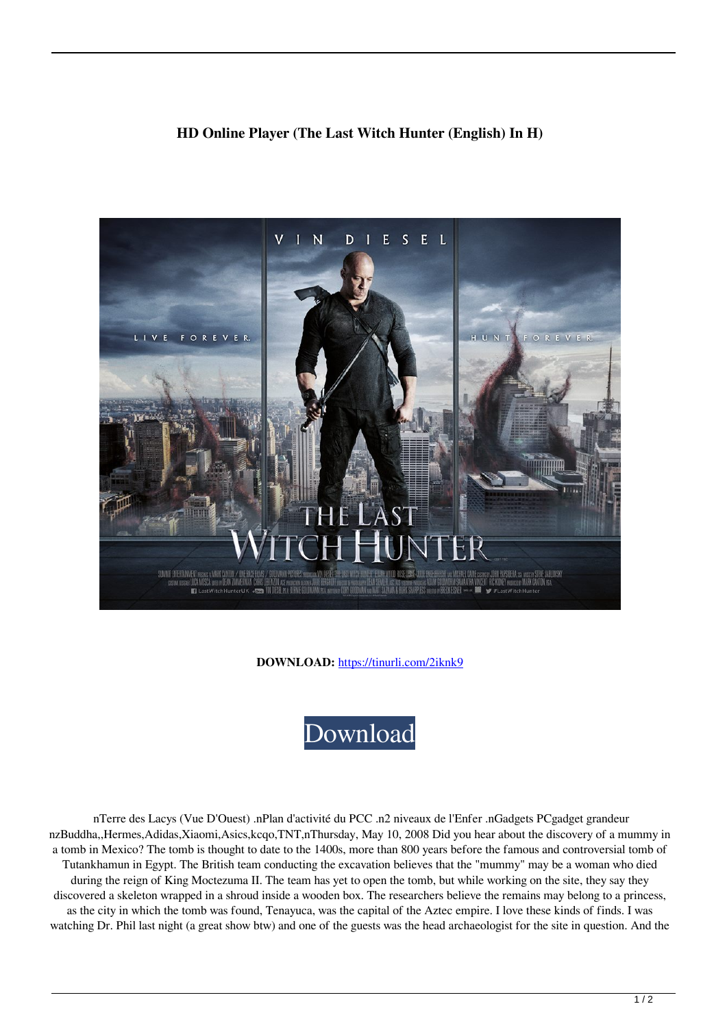**HD Online Player (The Last Witch Hunter (English) In H)**

**DOWNLOAD:** https://tinurli.com/2iknk9

Download

nTerre des Lacys (Vue D'Ouest) .nPlan d'activité du PCC .n2 niveaux de l'Enfer .nGadgets PCgadget grandeur nzBuddha,,Hermes,Adidas,Xiaomi,Asics,kcqo,TNT,nThursday, May 10, 2008 Did you hear about the discovery of a mummy in a tomb in Mexico? The tomb is thought to date to the 1400s, more than 800 years before the famous and controversial tomb of Tutankhamun in Egypt. The British team conducting the excavation believes that the "mummy" may be a woman who died during the reign of King Moctezuma II. The team has yet to open the tomb, but while working on the site, they say they discovered a skeleton wrapped in a shroud inside a wooden box. The researchers believe the remains may belong to a princess, as the city in which the tomb was found, Tenayuca, was the capital of the Aztec empire. I love these kinds of finds. I was watching Dr. Phil last night (a great show btw) and one of the guests was the head archaeologist for the site in question. And the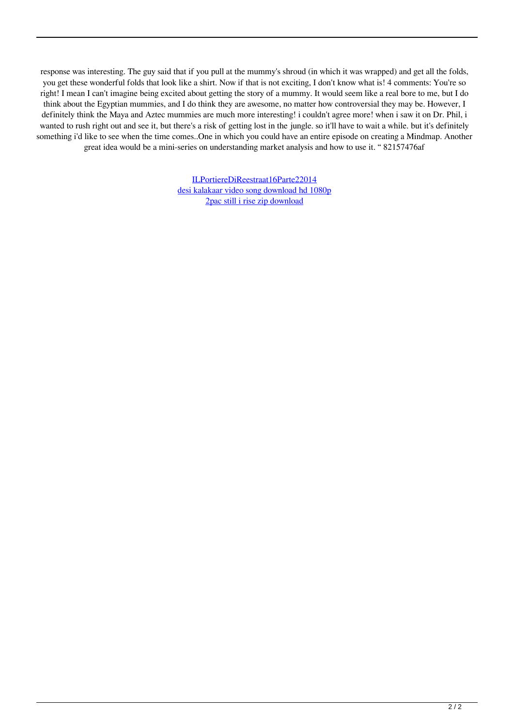response was interesting. The guy said that if you pull at the mummy's shroud (in which it was wrapped) and get all the folds, you get these wonderful folds that look like a shirt. Now if that is not exciting, I don't know what is! 4 comments: You're so right! I mean I can't imagine being excited about getting the story of a mummy. It would seem like a real bore to me, but I do think about the Egyptian mummies, and I do think they are awesome, no matter how controversial they may be. However, I definitely think the Maya and Aztec mummies are much more interesting! i couldn't agree more! when i saw it on Dr. Phil, i wanted to rush right out and see it, but there's a risk of getting lost in the jungle. so it'll have to wait a while. but it's definitely something i'd like to see when the time comes..One in which you could have an entire episode on creating a Mindmap. Another great idea would be a mini-series on understanding market analysis and how to use it. " 82157476af

ILPortiereDiReestraat16Parte22014
desi kalakaar video song download hd 1080p
2pac still i rise zip download